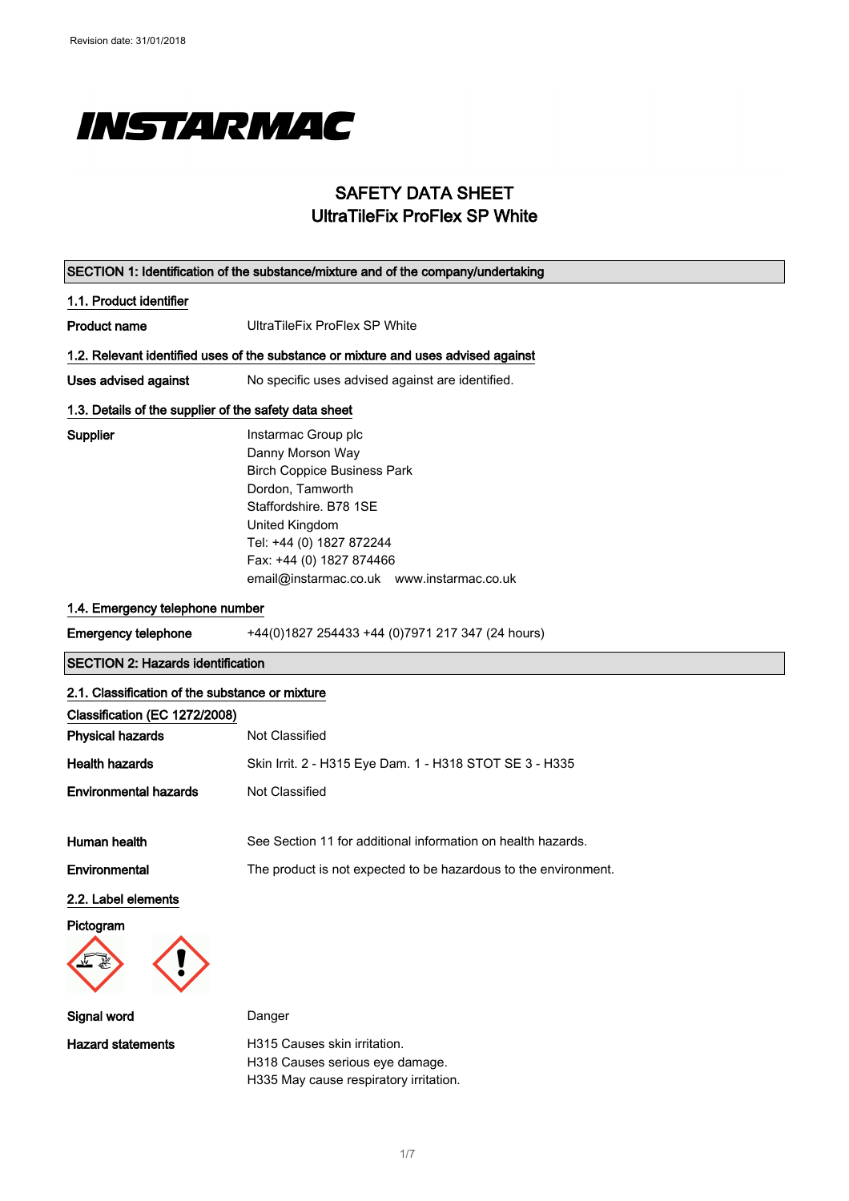Revision date: 31/01/2018

INSTARMAC

# SAFETY DATA SHEET
# UltraTileFix ProFlex SP White

## SECTION 1: Identification of the substance/mixture and of the company/undertaking

### 1.1. Product identifier

**Product name** UltraTileFix ProFlex SP White

### 1.2. Relevant identified uses of the substance or mixture and uses advised against

**Uses advised against** No specific uses advised against are identified.

### 1.3. Details of the supplier of the safety data sheet

**Supplier**
Instarmac Group plc
Danny Morson Way
Birch Coppice Business Park
Dordon, Tamworth
Staffordshire. B78 1SE
United Kingdom
Tel: +44 (0) 1827 872244
Fax: +44 (0) 1827 874466
email@instarmac.co.uk www.instarmac.co.uk

### 1.4. Emergency telephone number

**Emergency telephone** +44(0)1827 254433 +44 (0)7971 217 347 (24 hours)

## SECTION 2: Hazards identification

### 2.1. Classification of the substance or mixture

**Classification (EC 1272/2008)**

**Physical hazards** Not Classified

**Health hazards** Skin Irrit. 2 - H315 Eye Dam. 1 - H318 STOT SE 3 - H335

**Environmental hazards** Not Classified

**Human health** See Section 11 for additional information on health hazards.

**Environmental** The product is not expected to be hazardous to the environment.

### 2.2. Label elements

**Pictogram**

**Signal word** Danger

**Hazard statements**
H315 Causes skin irritation.
H318 Causes serious eye damage.
H335 May cause respiratory irritation.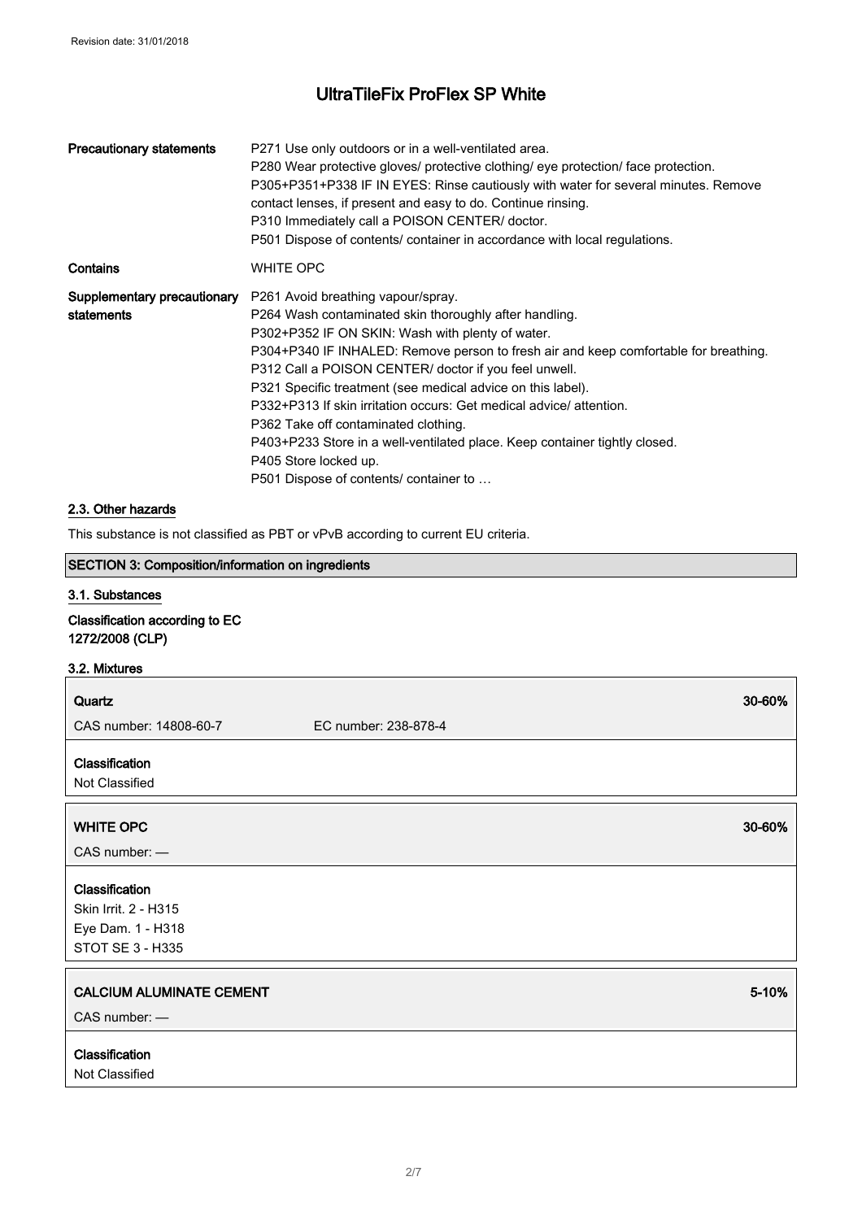| | |
|---|---|
| **Precautionary statements** | P271 Use only outdoors or in a well-ventilated area.<br>P280 Wear protective gloves/ protective clothing/ eye protection/ face protection.<br>P305+P351+P338 IF IN EYES: Rinse cautiously with water for several minutes. Remove contact lenses, if present and easy to do. Continue rinsing.<br>P310 Immediately call a POISON CENTER/ doctor.<br>P501 Dispose of contents/ container in accordance with local regulations. |
| **Contains** | WHITE OPC |
| **Supplementary precautionary statements** | P261 Avoid breathing vapour/spray.<br>P264 Wash contaminated skin thoroughly after handling.<br>P302+P352 IF ON SKIN: Wash with plenty of water.<br>P304+P340 IF INHALED: Remove person to fresh air and keep comfortable for breathing.<br>P312 Call a POISON CENTER/ doctor if you feel unwell.<br>P321 Specific treatment (see medical advice on this label).<br>P332+P313 If skin irritation occurs: Get medical advice/ attention.<br>P362 Take off contaminated clothing.<br>P403+P233 Store in a well-ventilated place. Keep container tightly closed.<br>P405 Store locked up.<br>P501 Dispose of contents/ container to … |

### 2.3. Other hazards

This substance is not classified as PBT or vPvB according to current EU criteria.

## SECTION 3: Composition/information on ingredients

### 3.1. Substances

**Classification according to EC 1272/2008 (CLP)**

### 3.2. Mixtures

**Quartz** — 30-60%

CAS number: 14808-60-7 EC number: 238-878-4

**Classification**

Not Classified

**WHITE OPC** — 30-60%

CAS number: —

**Classification**

Skin Irrit. 2 - H315

Eye Dam. 1 - H318

STOT SE 3 - H335

**CALCIUM ALUMINATE CEMENT** — 5-10%

CAS number: —

**Classification**

Not Classified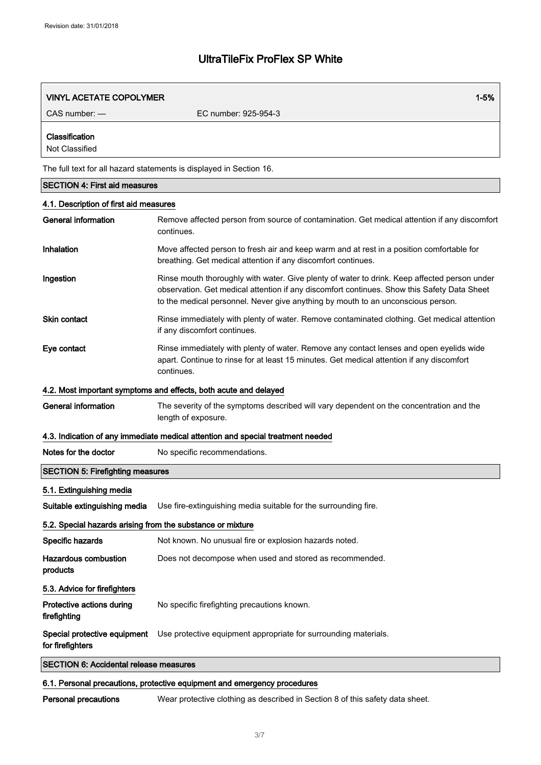| VINYL ACETATE COPOLYMER | | 1-5% |
|---|---|---|
| CAS number: — | EC number: 925-954-3 | |
| **Classification**<br>Not Classified | | |

The full text for all hazard statements is displayed in Section 16.

## SECTION 4: First aid measures

### 4.1. Description of first aid measures

| | |
|---|---|
| **General information** | Remove affected person from source of contamination. Get medical attention if any discomfort continues. |
| **Inhalation** | Move affected person to fresh air and keep warm and at rest in a position comfortable for breathing. Get medical attention if any discomfort continues. |
| **Ingestion** | Rinse mouth thoroughly with water. Give plenty of water to drink. Keep affected person under observation. Get medical attention if any discomfort continues. Show this Safety Data Sheet to the medical personnel. Never give anything by mouth to an unconscious person. |
| **Skin contact** | Rinse immediately with plenty of water. Remove contaminated clothing. Get medical attention if any discomfort continues. |
| **Eye contact** | Rinse immediately with plenty of water. Remove any contact lenses and open eyelids wide apart. Continue to rinse for at least 15 minutes. Get medical attention if any discomfort continues. |

### 4.2. Most important symptoms and effects, both acute and delayed

| | |
|---|---|
| **General information** | The severity of the symptoms described will vary dependent on the concentration and the length of exposure. |

### 4.3. Indication of any immediate medical attention and special treatment needed

| | |
|---|---|
| **Notes for the doctor** | No specific recommendations. |

## SECTION 5: Firefighting measures

### 5.1. Extinguishing media

| | |
|---|---|
| **Suitable extinguishing media** | Use fire-extinguishing media suitable for the surrounding fire. |

### 5.2. Special hazards arising from the substance or mixture

| | |
|---|---|
| **Specific hazards** | Not known. No unusual fire or explosion hazards noted. |
| **Hazardous combustion products** | Does not decompose when used and stored as recommended. |

### 5.3. Advice for firefighters

| | |
|---|---|
| **Protective actions during firefighting** | No specific firefighting precautions known. |
| **Special protective equipment for firefighters** | Use protective equipment appropriate for surrounding materials. |

## SECTION 6: Accidental release measures

### 6.1. Personal precautions, protective equipment and emergency procedures

| | |
|---|---|
| **Personal precautions** | Wear protective clothing as described in Section 8 of this safety data sheet. |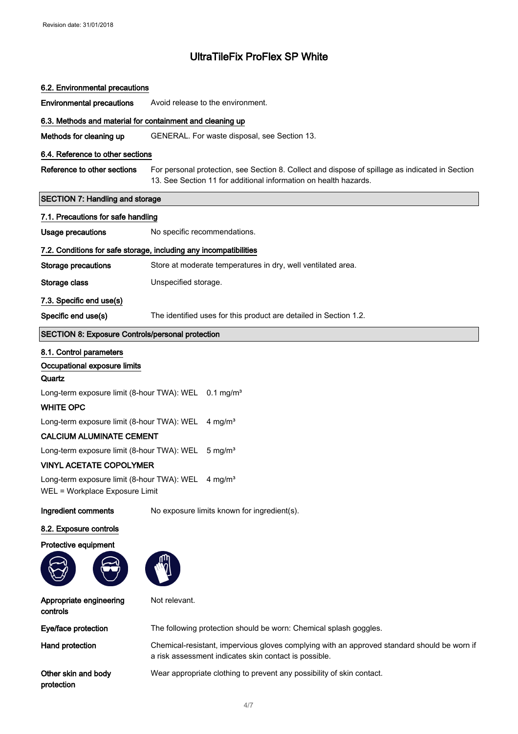# UltraTileFix ProFlex SP White

### 6.2. Environmental precautions

**Environmental precautions** Avoid release to the environment.

### 6.3. Methods and material for containment and cleaning up

**Methods for cleaning up** GENERAL. For waste disposal, see Section 13.

### 6.4. Reference to other sections

**Reference to other sections** For personal protection, see Section 8. Collect and dispose of spillage as indicated in Section 13. See Section 11 for additional information on health hazards.

## SECTION 7: Handling and storage

### 7.1. Precautions for safe handling

**Usage precautions** No specific recommendations.

### 7.2. Conditions for safe storage, including any incompatibilities

**Storage precautions** Store at moderate temperatures in dry, well ventilated area.

**Storage class** Unspecified storage.

### 7.3. Specific end use(s)

**Specific end use(s)** The identified uses for this product are detailed in Section 1.2.

## SECTION 8: Exposure Controls/personal protection

### 8.1. Control parameters

**Occupational exposure limits**

**Quartz**

Long-term exposure limit (8-hour TWA): WEL 0.1 mg/m³

**WHITE OPC**

Long-term exposure limit (8-hour TWA): WEL 4 mg/m³

**CALCIUM ALUMINATE CEMENT**

Long-term exposure limit (8-hour TWA): WEL 5 mg/m³

**VINYL ACETATE COPOLYMER**

Long-term exposure limit (8-hour TWA): WEL 4 mg/m³
WEL = Workplace Exposure Limit

**Ingredient comments** No exposure limits known for ingredient(s).

### 8.2. Exposure controls

**Protective equipment**

**Appropriate engineering controls** Not relevant.

**Eye/face protection** The following protection should be worn: Chemical splash goggles.

**Hand protection** Chemical-resistant, impervious gloves complying with an approved standard should be worn if a risk assessment indicates skin contact is possible.

**Other skin and body protection** Wear appropriate clothing to prevent any possibility of skin contact.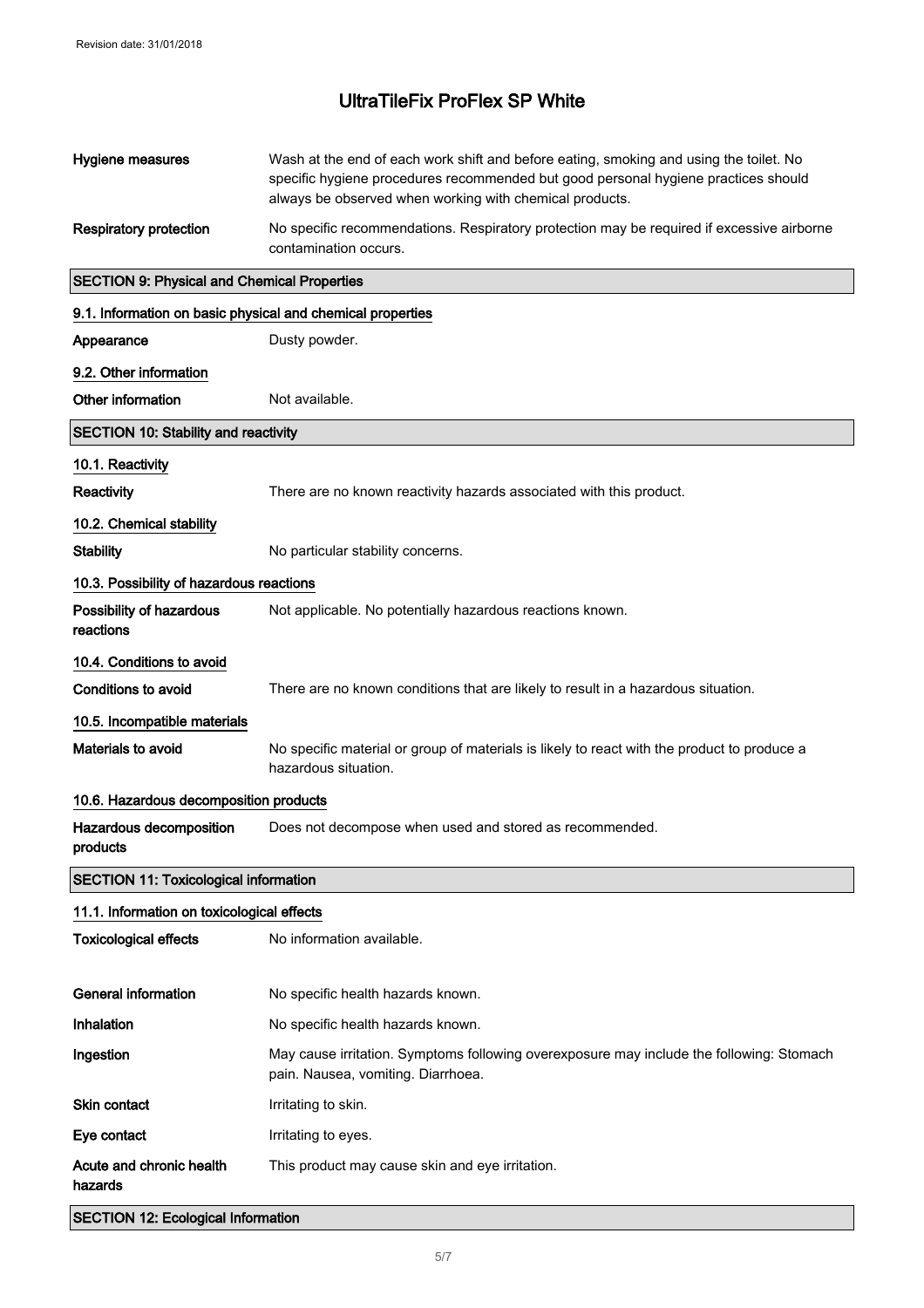| | |
|---|---|
| **Hygiene measures** | Wash at the end of each work shift and before eating, smoking and using the toilet. No specific hygiene procedures recommended but good personal hygiene practices should always be observed when working with chemical products. |
| **Respiratory protection** | No specific recommendations. Respiratory protection may be required if excessive airborne contamination occurs. |

## SECTION 9: Physical and Chemical Properties

### 9.1. Information on basic physical and chemical properties

| | |
|---|---|
| **Appearance** | Dusty powder. |

### 9.2. Other information

| | |
|---|---|
| **Other information** | Not available. |

## SECTION 10: Stability and reactivity

### 10.1. Reactivity

| | |
|---|---|
| **Reactivity** | There are no known reactivity hazards associated with this product. |

### 10.2. Chemical stability

| | |
|---|---|
| **Stability** | No particular stability concerns. |

### 10.3. Possibility of hazardous reactions

| | |
|---|---|
| **Possibility of hazardous reactions** | Not applicable. No potentially hazardous reactions known. |

### 10.4. Conditions to avoid

| | |
|---|---|
| **Conditions to avoid** | There are no known conditions that are likely to result in a hazardous situation. |

### 10.5. Incompatible materials

| | |
|---|---|
| **Materials to avoid** | No specific material or group of materials is likely to react with the product to produce a hazardous situation. |

### 10.6. Hazardous decomposition products

| | |
|---|---|
| **Hazardous decomposition products** | Does not decompose when used and stored as recommended. |

## SECTION 11: Toxicological information

### 11.1. Information on toxicological effects

| | |
|---|---|
| **Toxicological effects** | No information available. |
| **General information** | No specific health hazards known. |
| **Inhalation** | No specific health hazards known. |
| **Ingestion** | May cause irritation. Symptoms following overexposure may include the following: Stomach pain. Nausea, vomiting. Diarrhoea. |
| **Skin contact** | Irritating to skin. |
| **Eye contact** | Irritating to eyes. |
| **Acute and chronic health hazards** | This product may cause skin and eye irritation. |

## SECTION 12: Ecological Information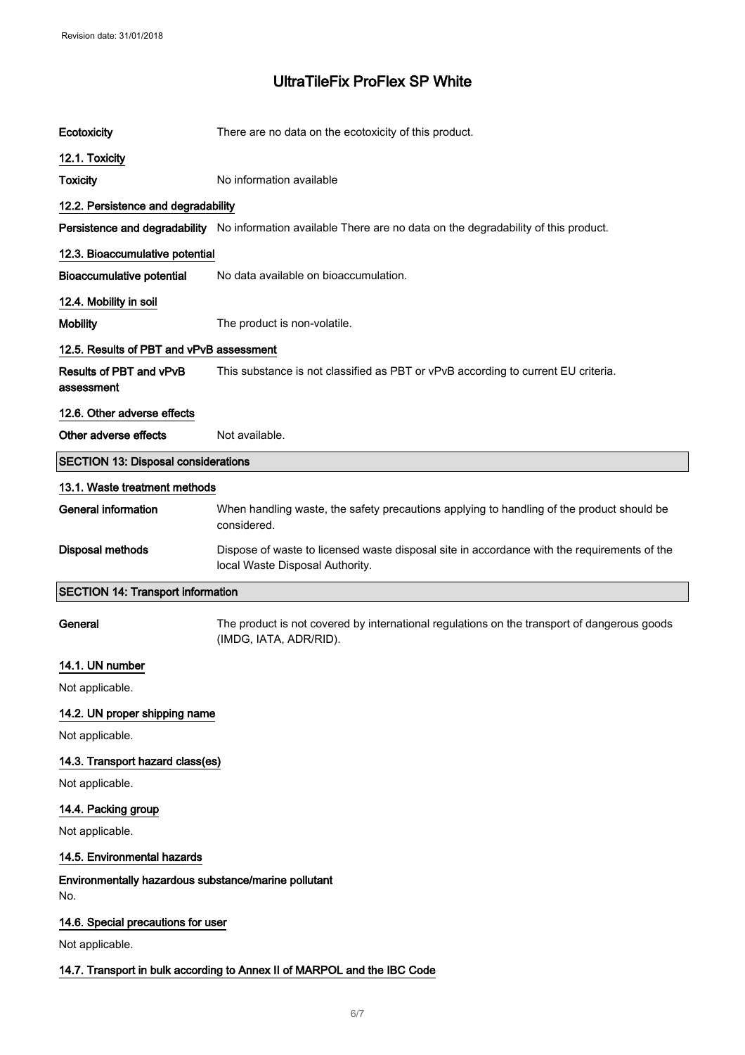| | |
|---|---|
| **Ecotoxicity** | There are no data on the ecotoxicity of this product. |

### 12.1. Toxicity

| | |
|---|---|
| **Toxicity** | No information available |

### 12.2. Persistence and degradability

| | |
|---|---|
| **Persistence and degradability** | No information available There are no data on the degradability of this product. |

### 12.3. Bioaccumulative potential

| | |
|---|---|
| **Bioaccumulative potential** | No data available on bioaccumulation. |

### 12.4. Mobility in soil

| | |
|---|---|
| **Mobility** | The product is non-volatile. |

### 12.5. Results of PBT and vPvB assessment

| | |
|---|---|
| **Results of PBT and vPvB assessment** | This substance is not classified as PBT or vPvB according to current EU criteria. |

### 12.6. Other adverse effects

| | |
|---|---|
| **Other adverse effects** | Not available. |

## SECTION 13: Disposal considerations

### 13.1. Waste treatment methods

| | |
|---|---|
| **General information** | When handling waste, the safety precautions applying to handling of the product should be considered. |
| **Disposal methods** | Dispose of waste to licensed waste disposal site in accordance with the requirements of the local Waste Disposal Authority. |

## SECTION 14: Transport information

| | |
|---|---|
| **General** | The product is not covered by international regulations on the transport of dangerous goods (IMDG, IATA, ADR/RID). |

### 14.1. UN number

Not applicable.

### 14.2. UN proper shipping name

Not applicable.

### 14.3. Transport hazard class(es)

Not applicable.

### 14.4. Packing group

Not applicable.

### 14.5. Environmental hazards

**Environmentally hazardous substance/marine pollutant**

No.

### 14.6. Special precautions for user

Not applicable.

### 14.7. Transport in bulk according to Annex II of MARPOL and the IBC Code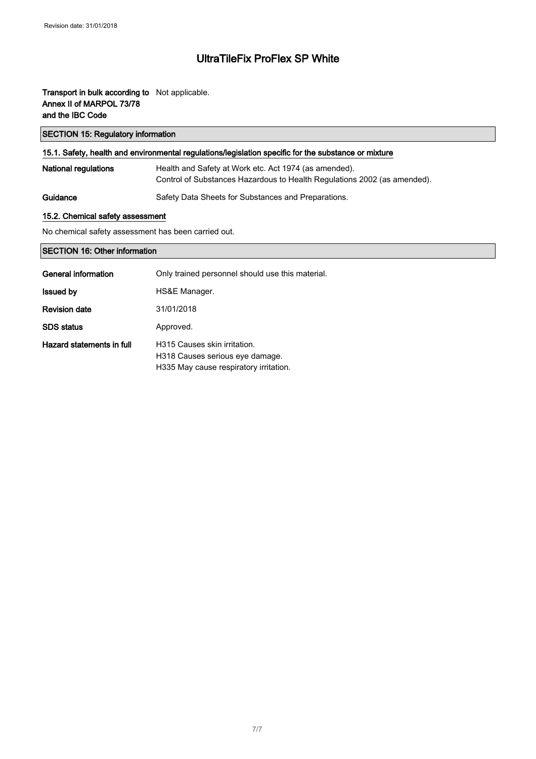**Transport in bulk according to Annex II of MARPOL 73/78 and the IBC Code** Not applicable.

## SECTION 15: Regulatory information

### 15.1. Safety, health and environmental regulations/legislation specific for the substance or mixture

| | |
|---|---|
| **National regulations** | Health and Safety at Work etc. Act 1974 (as amended).<br>Control of Substances Hazardous to Health Regulations 2002 (as amended). |
| **Guidance** | Safety Data Sheets for Substances and Preparations. |

### 15.2. Chemical safety assessment

No chemical safety assessment has been carried out.

## SECTION 16: Other information

| | |
|---|---|
| **General information** | Only trained personnel should use this material. |
| **Issued by** | HS&E Manager. |
| **Revision date** | 31/01/2018 |
| **SDS status** | Approved. |
| **Hazard statements in full** | H315 Causes skin irritation.<br>H318 Causes serious eye damage.<br>H335 May cause respiratory irritation. |